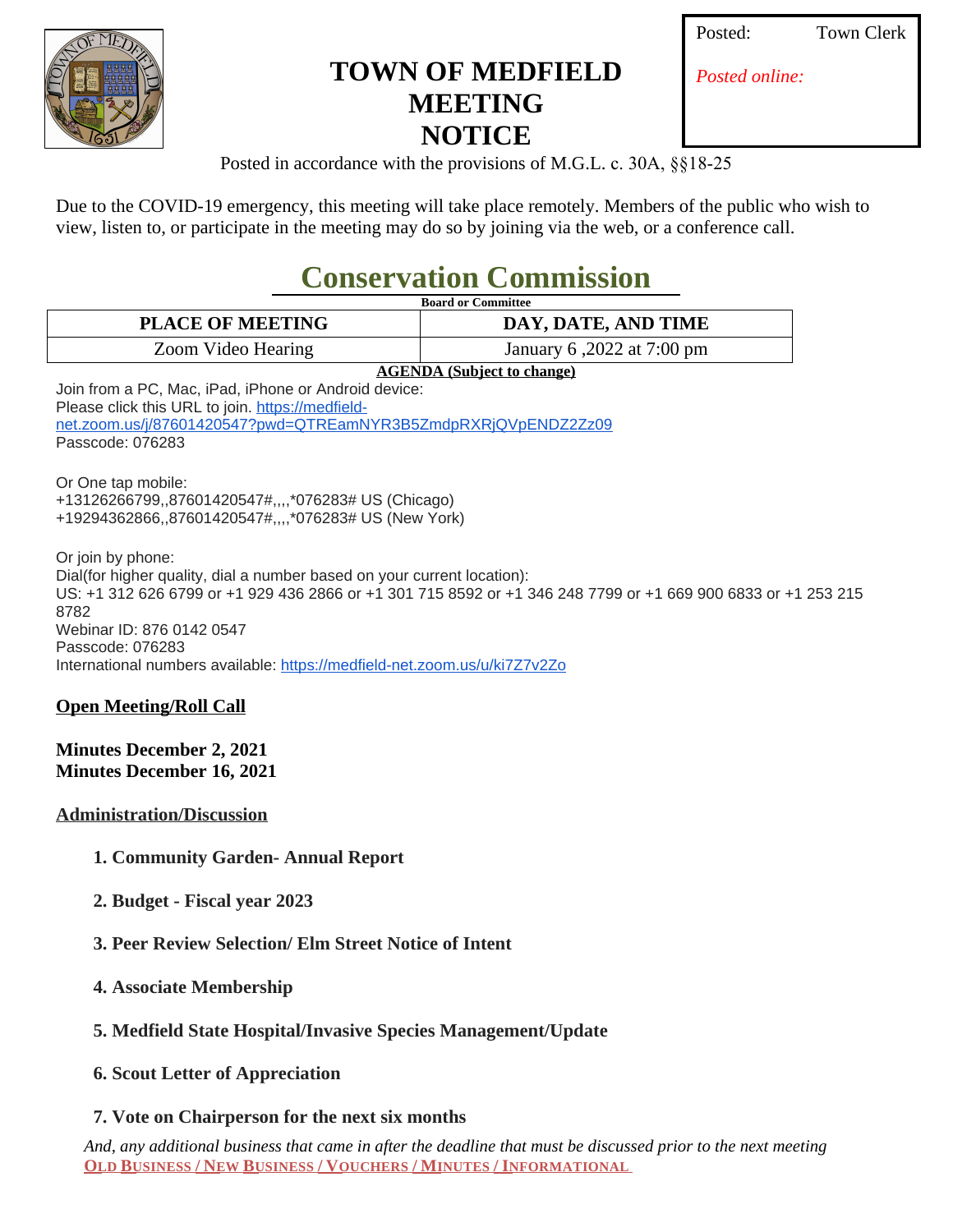# TOWN OF MEDFIELD MEETING NOTICE

Posted: Town Clerk

*Posted online:*

Posted in accordance with the provisions of M.G.L. c. 30A, §§18-25

Due to the COVID-19 emergency, this meeting will take place remotely. Members of the public who wish to view, listen to, or participate in the meeting may do so by joining via the web, or a conference call.

## Conservation Commission

**Board or Committee**

| PLACE OF MEETING | DAY, DATE, AND TIME |
|---|---|
| Zoom Video Hearing | January 6 ,2022 at 7:00 pm |

**AGENDA (Subject to change)**

Join from a PC, Mac, iPad, iPhone or Android device:
Please click this URL to join. https://medfield-net.zoom.us/j/87601420547?pwd=QTREamNYR3B5ZmdpRXRjQVpENDZ2Zz09
Passcode: 076283

Or One tap mobile:
+13126266799,,87601420547#,,,,*076283# US (Chicago)
+19294362866,,87601420547#,,,,*076283# US (New York)

Or join by phone:
Dial(for higher quality, dial a number based on your current location):
US: +1 312 626 6799 or +1 929 436 2866 or +1 301 715 8592 or +1 346 248 7799 or +1 669 900 6833 or +1 253 215 8782
Webinar ID: 876 0142 0547
Passcode: 076283
International numbers available: https://medfield-net.zoom.us/u/ki7Z7v2Zo

**Open Meeting/Roll Call**

**Minutes December 2, 2021**
**Minutes December 16, 2021**

**Administration/Discussion**

1. **Community Garden- Annual Report**
2. **Budget - Fiscal year 2023**
3. **Peer Review Selection/ Elm Street Notice of Intent**
4. **Associate Membership**
5. **Medfield State Hospital/Invasive Species Management/Update**
6. **Scout Letter of Appreciation**
7. **Vote on Chairperson for the next six months**

*And, any additional business that came in after the deadline that must be discussed prior to the next meeting*

**OLD BUSINESS / NEW BUSINESS / VOUCHERS / MINUTES / INFORMATIONAL**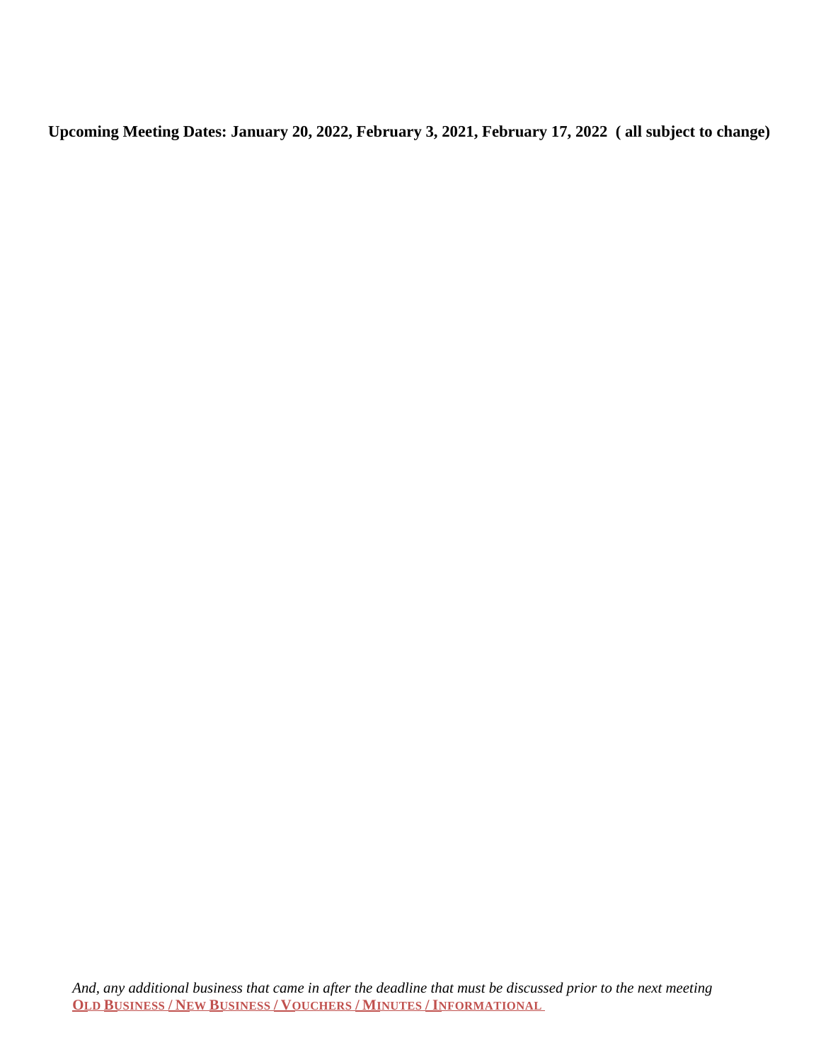**Upcoming Meeting Dates: January 20, 2022, February 3, 2021, February 17, 2022 ( all subject to change)**

*And, any additional business that came in after the deadline that must be discussed prior to the next meeting*

**OLD BUSINESS / NEW BUSINESS / VOUCHERS / MINUTES / INFORMATIONAL**